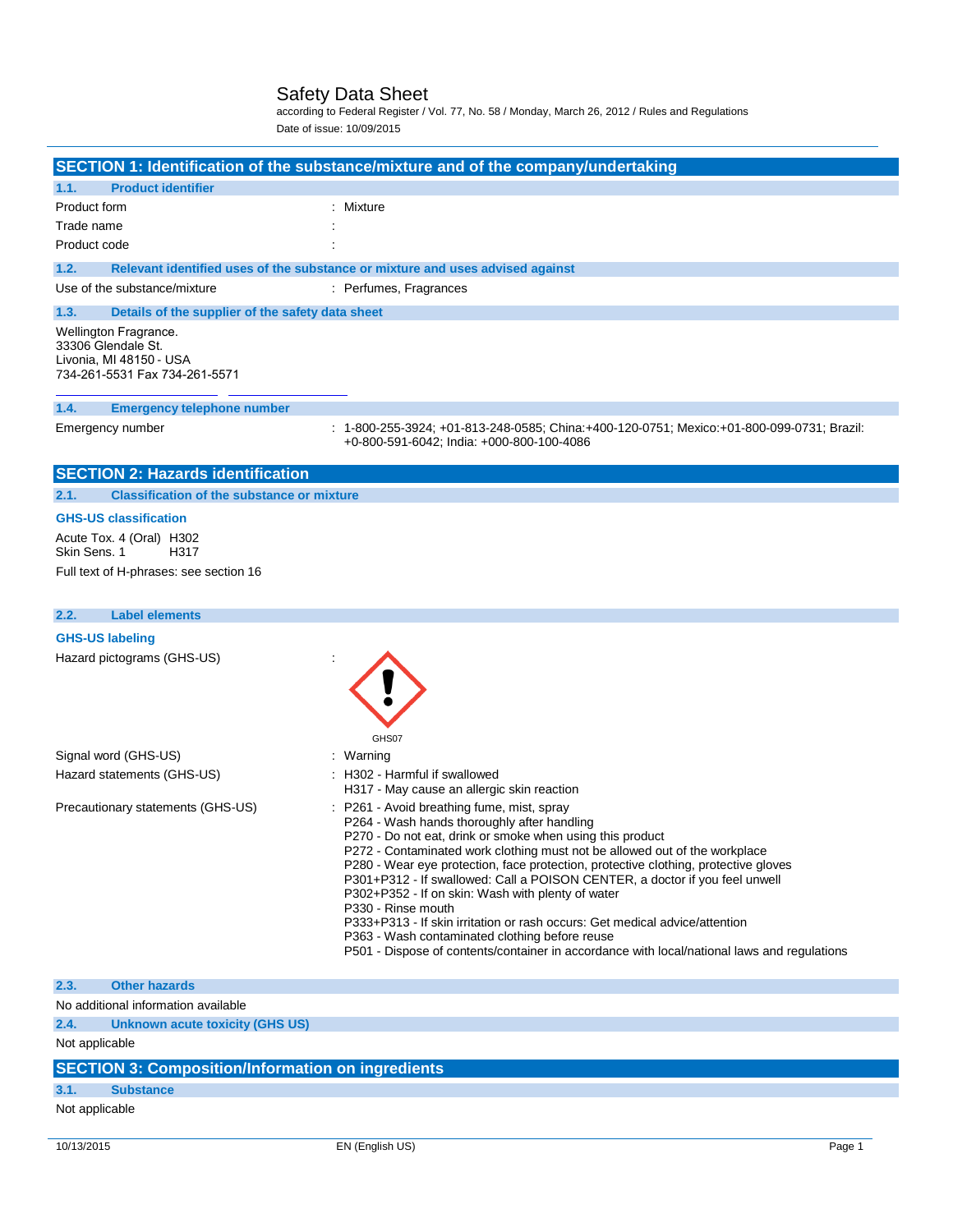# Safety Data Sheet

according to Federal Register / Vol. 77, No. 58 / Monday, March 26, 2012 / Rules and Regulations

Date of issue: 10/09/2015

## SECTION 1: Identification of the substance/mixture and of the company/undertaking

### 1.1. Product identifier

| | |
|---|---|
| Product form | : Mixture |
| Trade name | : |
| Product code | : |

### 1.2. Relevant identified uses of the substance or mixture and uses advised against

| | |
|---|---|
| Use of the substance/mixture | : Perfumes, Fragrances |

### 1.3. Details of the supplier of the safety data sheet

Wellington Fragrance.
33306 Glendale St.
Livonia, MI 48150 - USA
734-261-5531 Fax 734-261-5571

### 1.4. Emergency telephone number

| | |
|---|---|
| Emergency number | : 1-800-255-3924; +01-813-248-0585; China:+400-120-0751; Mexico:+01-800-099-0731; Brazil: +0-800-591-6042; India: +000-800-100-4086 |

## SECTION 2: Hazards identification

### 2.1. Classification of the substance or mixture

**GHS-US classification**

Acute Tox. 4 (Oral) H302
Skin Sens. 1 H317

Full text of H-phrases: see section 16

### 2.2. Label elements

**GHS-US labeling**

Hazard pictograms (GHS-US) :

GHS07

Signal word (GHS-US) : Warning

Hazard statements (GHS-US) :
- H302 - Harmful if swallowed
- H317 - May cause an allergic skin reaction

Precautionary statements (GHS-US) :
- P261 - Avoid breathing fume, mist, spray
- P264 - Wash hands thoroughly after handling
- P270 - Do not eat, drink or smoke when using this product
- P272 - Contaminated work clothing must not be allowed out of the workplace
- P280 - Wear eye protection, face protection, protective clothing, protective gloves
- P301+P312 - If swallowed: Call a POISON CENTER, a doctor if you feel unwell
- P302+P352 - If on skin: Wash with plenty of water
- P330 - Rinse mouth
- P333+P313 - If skin irritation or rash occurs: Get medical advice/attention
- P363 - Wash contaminated clothing before reuse
- P501 - Dispose of contents/container in accordance with local/national laws and regulations

### 2.3. Other hazards

No additional information available

### 2.4. Unknown acute toxicity (GHS US)

Not applicable

## SECTION 3: Composition/Information on ingredients

### 3.1. Substance

Not applicable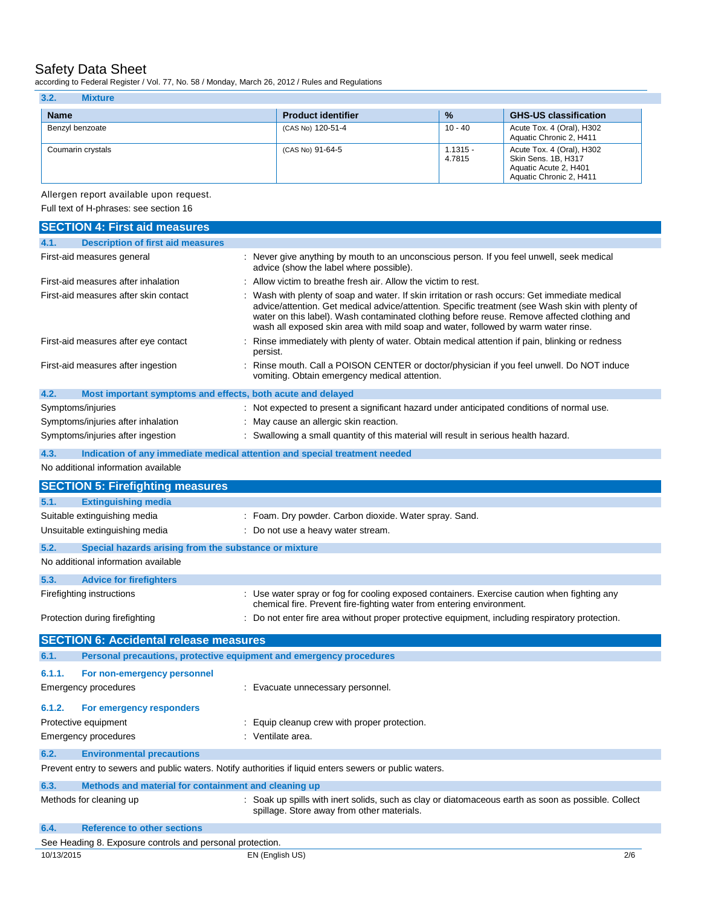## 3.2. Mixture

| Name | Product identifier | % | GHS-US classification |
|---|---|---|---|
| Benzyl benzoate | (CAS No) 120-51-4 | 10 - 40 | Acute Tox. 4 (Oral), H302<br>Aquatic Chronic 2, H411 |
| Coumarin crystals | (CAS No) 91-64-5 | 1.1315 - 4.7815 | Acute Tox. 4 (Oral), H302<br>Skin Sens. 1B, H317<br>Aquatic Acute 2, H401<br>Aquatic Chronic 2, H411 |

Allergen report available upon request.

Full text of H-phrases: see section 16

# SECTION 4: First aid measures

## 4.1. Description of first aid measures

First-aid measures general : Never give anything by mouth to an unconscious person. If you feel unwell, seek medical advice (show the label where possible).

First-aid measures after inhalation : Allow victim to breathe fresh air. Allow the victim to rest.

First-aid measures after skin contact : Wash with plenty of soap and water. If skin irritation or rash occurs: Get immediate medical advice/attention. Get medical advice/attention. Specific treatment (see Wash skin with plenty of water on this label). Wash contaminated clothing before reuse. Remove affected clothing and wash all exposed skin area with mild soap and water, followed by warm water rinse.

First-aid measures after eye contact : Rinse immediately with plenty of water. Obtain medical attention if pain, blinking or redness persist.

First-aid measures after ingestion : Rinse mouth. Call a POISON CENTER or doctor/physician if you feel unwell. Do NOT induce vomiting. Obtain emergency medical attention.

## 4.2. Most important symptoms and effects, both acute and delayed

Symptoms/injuries : Not expected to present a significant hazard under anticipated conditions of normal use.

Symptoms/injuries after inhalation : May cause an allergic skin reaction.

Symptoms/injuries after ingestion : Swallowing a small quantity of this material will result in serious health hazard.

## 4.3. Indication of any immediate medical attention and special treatment needed

No additional information available

# SECTION 5: Firefighting measures

## 5.1. Extinguishing media

Suitable extinguishing media : Foam. Dry powder. Carbon dioxide. Water spray. Sand.

Unsuitable extinguishing media : Do not use a heavy water stream.

## 5.2. Special hazards arising from the substance or mixture

No additional information available

## 5.3. Advice for firefighters

Firefighting instructions : Use water spray or fog for cooling exposed containers. Exercise caution when fighting any chemical fire. Prevent fire-fighting water from entering environment.

Protection during firefighting : Do not enter fire area without proper protective equipment, including respiratory protection.

# SECTION 6: Accidental release measures

## 6.1. Personal precautions, protective equipment and emergency procedures

### 6.1.1. For non-emergency personnel

Emergency procedures : Evacuate unnecessary personnel.

### 6.1.2. For emergency responders

Protective equipment : Equip cleanup crew with proper protection.

Emergency procedures : Ventilate area.

## 6.2. Environmental precautions

Prevent entry to sewers and public waters. Notify authorities if liquid enters sewers or public waters.

## 6.3. Methods and material for containment and cleaning up

Methods for cleaning up : Soak up spills with inert solids, such as clay or diatomaceous earth as soon as possible. Collect spillage. Store away from other materials.

## 6.4. Reference to other sections

See Heading 8. Exposure controls and personal protection.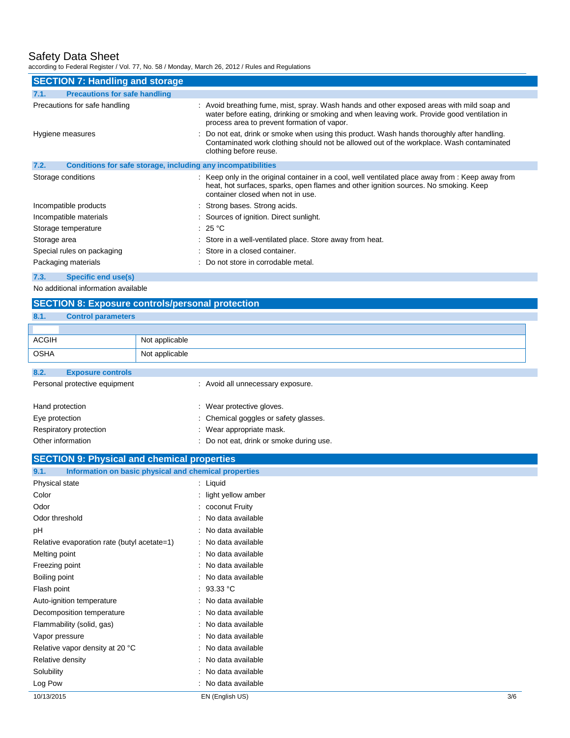## SECTION 7: Handling and storage

### 7.1. Precautions for safe handling

| | |
|---|---|
| Precautions for safe handling | : Avoid breathing fume, mist, spray. Wash hands and other exposed areas with mild soap and water before eating, drinking or smoking and when leaving work. Provide good ventilation in process area to prevent formation of vapor. |
| Hygiene measures | : Do not eat, drink or smoke when using this product. Wash hands thoroughly after handling. Contaminated work clothing should not be allowed out of the workplace. Wash contaminated clothing before reuse. |

### 7.2. Conditions for safe storage, including any incompatibilities

| | |
|---|---|
| Storage conditions | : Keep only in the original container in a cool, well ventilated place away from : Keep away from heat, hot surfaces, sparks, open flames and other ignition sources. No smoking. Keep container closed when not in use. |
| Incompatible products | : Strong bases. Strong acids. |
| Incompatible materials | : Sources of ignition. Direct sunlight. |
| Storage temperature | : 25 °C |
| Storage area | : Store in a well-ventilated place. Store away from heat. |
| Special rules on packaging | : Store in a closed container. |
| Packaging materials | : Do not store in corrodable metal. |

### 7.3. Specific end use(s)

No additional information available

## SECTION 8: Exposure controls/personal protection

### 8.1. Control parameters

| | |
|---|---|
| ACGIH | Not applicable |
| OSHA | Not applicable |

### 8.2. Exposure controls

| | |
|---|---|
| Personal protective equipment | : Avoid all unnecessary exposure. |
| Hand protection | : Wear protective gloves. |
| Eye protection | : Chemical goggles or safety glasses. |
| Respiratory protection | : Wear appropriate mask. |
| Other information | : Do not eat, drink or smoke during use. |

## SECTION 9: Physical and chemical properties

### 9.1. Information on basic physical and chemical properties

| | |
|---|---|
| Physical state | : Liquid |
| Color | : light yellow amber |
| Odor | : coconut Fruity |
| Odor threshold | : No data available |
| pH | : No data available |
| Relative evaporation rate (butyl acetate=1) | : No data available |
| Melting point | : No data available |
| Freezing point | : No data available |
| Boiling point | : No data available |
| Flash point | : 93.33 °C |
| Auto-ignition temperature | : No data available |
| Decomposition temperature | : No data available |
| Flammability (solid, gas) | : No data available |
| Vapor pressure | : No data available |
| Relative vapor density at 20 °C | : No data available |
| Relative density | : No data available |
| Solubility | : No data available |
| Log Pow | : No data available |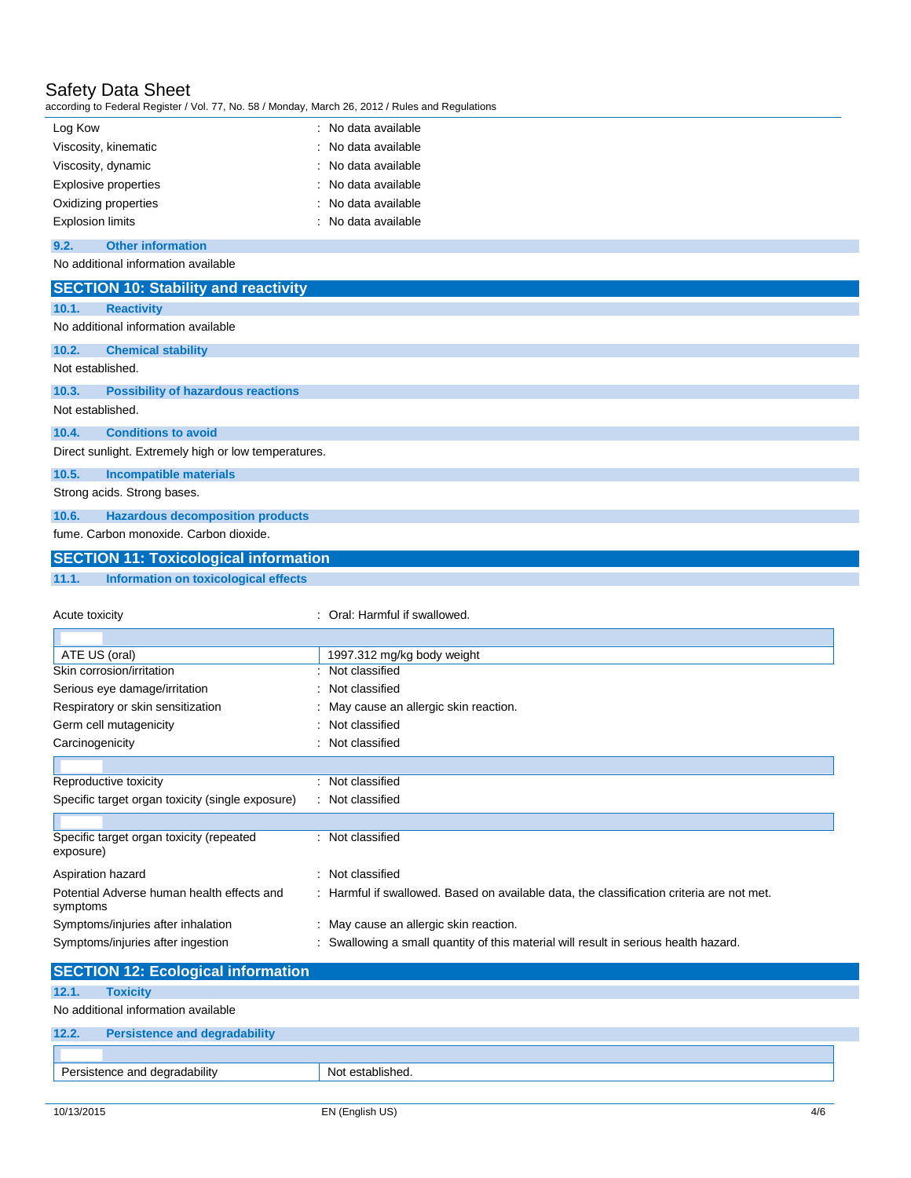| | | |
|---|---|---|
| Log Kow | : | No data available |
| Viscosity, kinematic | : | No data available |
| Viscosity, dynamic | : | No data available |
| Explosive properties | : | No data available |
| Oxidizing properties | : | No data available |
| Explosion limits | : | No data available |

### 9.2. Other information

No additional information available

## SECTION 10: Stability and reactivity

### 10.1. Reactivity

No additional information available

### 10.2. Chemical stability

Not established.

### 10.3. Possibility of hazardous reactions

Not established.

### 10.4. Conditions to avoid

Direct sunlight. Extremely high or low temperatures.

### 10.5. Incompatible materials

Strong acids. Strong bases.

### 10.6. Hazardous decomposition products

fume. Carbon monoxide. Carbon dioxide.

## SECTION 11: Toxicological information

### 11.1. Information on toxicological effects

Acute toxicity : Oral: Harmful if swallowed.

| | |
|---|---|
| ATE US (oral) | 1997.312 mg/kg body weight |

| | | |
|---|---|---|
| Skin corrosion/irritation | : | Not classified |
| Serious eye damage/irritation | : | Not classified |
| Respiratory or skin sensitization | : | May cause an allergic skin reaction. |
| Germ cell mutagenicity | : | Not classified |
| Carcinogenicity | : | Not classified |
| Reproductive toxicity | : | Not classified |
| Specific target organ toxicity (single exposure) | : | Not classified |
| Specific target organ toxicity (repeated exposure) | : | Not classified |
| Aspiration hazard | : | Not classified |
| Potential Adverse human health effects and symptoms | : | Harmful if swallowed. Based on available data, the classification criteria are not met. |
| Symptoms/injuries after inhalation | : | May cause an allergic skin reaction. |
| Symptoms/injuries after ingestion | : | Swallowing a small quantity of this material will result in serious health hazard. |

## SECTION 12: Ecological information

### 12.1. Toxicity

No additional information available

### 12.2. Persistence and degradability

| | |
|---|---|
| Persistence and degradability | Not established. |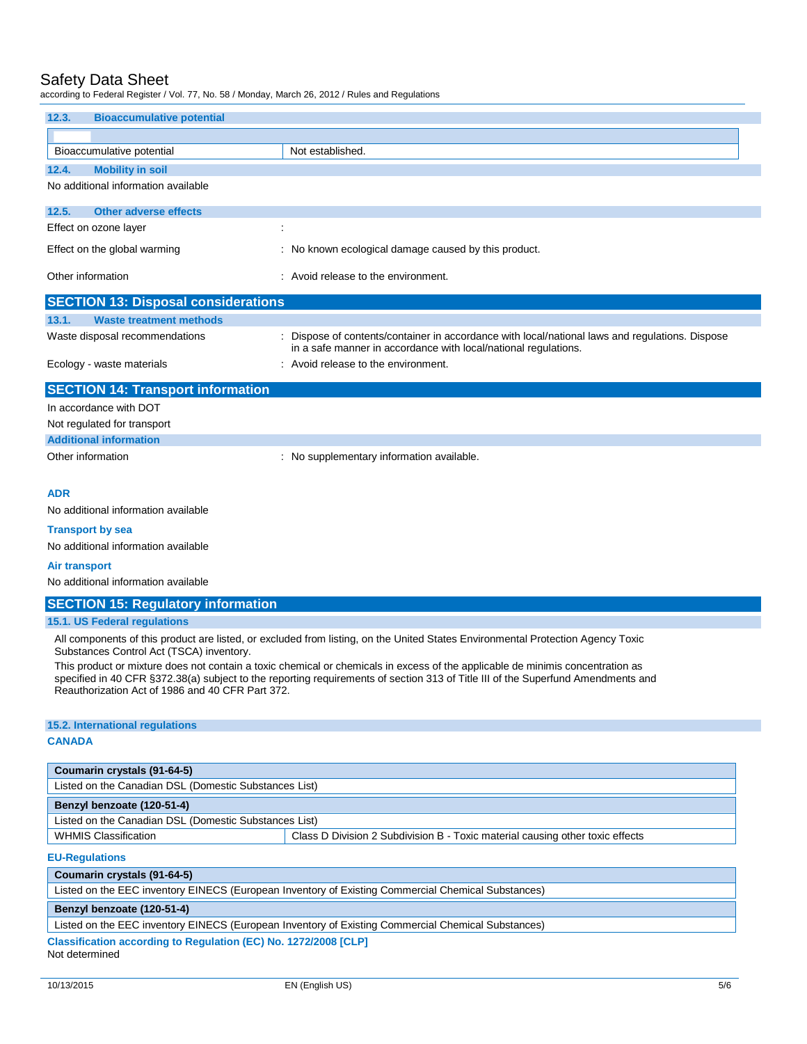### 12.3. Bioaccumulative potential

| | |
|---|---|
| Bioaccumulative potential | Not established. |

### 12.4. Mobility in soil

No additional information available

### 12.5. Other adverse effects

Effect on ozone layer :

Effect on the global warming : No known ecological damage caused by this product.

Other information : Avoid release to the environment.

## SECTION 13: Disposal considerations

### 13.1. Waste treatment methods

Waste disposal recommendations : Dispose of contents/container in accordance with local/national laws and regulations. Dispose in a safe manner in accordance with local/national regulations.

Ecology - waste materials : Avoid release to the environment.

## SECTION 14: Transport information

In accordance with DOT

Not regulated for transport

### Additional information

Other information : No supplementary information available.

**ADR**

No additional information available

**Transport by sea**

No additional information available

**Air transport**

No additional information available

## SECTION 15: Regulatory information

### 15.1. US Federal regulations

All components of this product are listed, or excluded from listing, on the United States Environmental Protection Agency Toxic Substances Control Act (TSCA) inventory.

This product or mixture does not contain a toxic chemical or chemicals in excess of the applicable de minimis concentration as specified in 40 CFR §372.38(a) subject to the reporting requirements of section 313 of Title III of the Superfund Amendments and Reauthorization Act of 1986 and 40 CFR Part 372.

### 15.2. International regulations

**CANADA**

| **Coumarin crystals (91-64-5)** | |
|---|---|
| Listed on the Canadian DSL (Domestic Substances List) | |
| **Benzyl benzoate (120-51-4)** | |
| Listed on the Canadian DSL (Domestic Substances List) | |
| WHMIS Classification | Class D Division 2 Subdivision B - Toxic material causing other toxic effects |

**EU-Regulations**

| **Coumarin crystals (91-64-5)** |
|---|
| Listed on the EEC inventory EINECS (European Inventory of Existing Commercial Chemical Substances) |
| **Benzyl benzoate (120-51-4)** |
| Listed on the EEC inventory EINECS (European Inventory of Existing Commercial Chemical Substances) |

**Classification according to Regulation (EC) No. 1272/2008 [CLP]**

Not determined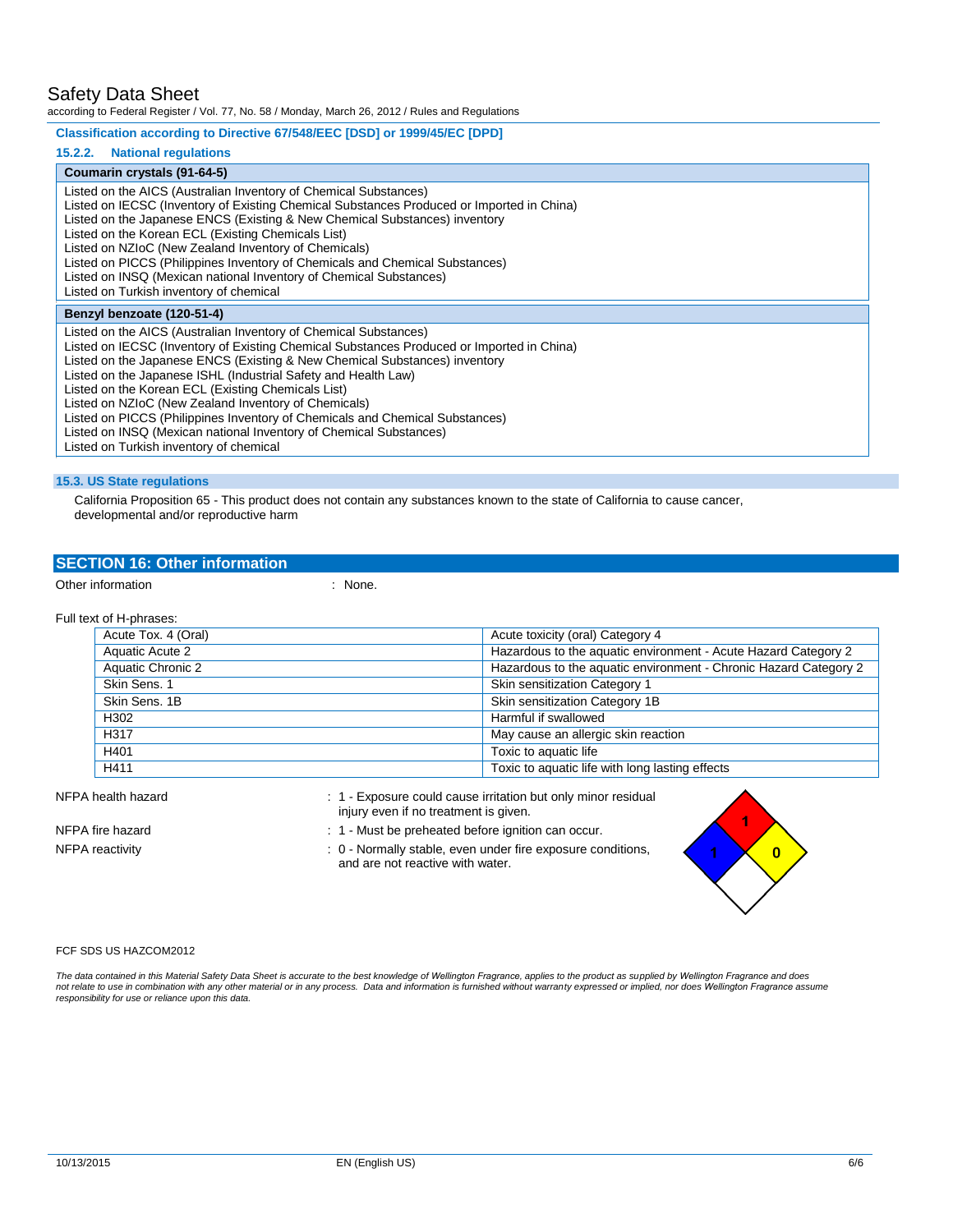**Classification according to Directive 67/548/EEC [DSD] or 1999/45/EC [DPD]**

### 15.2.2. National regulations

**Coumarin crystals (91-64-5)**

Listed on the AICS (Australian Inventory of Chemical Substances)
Listed on IECSC (Inventory of Existing Chemical Substances Produced or Imported in China)
Listed on the Japanese ENCS (Existing & New Chemical Substances) inventory
Listed on the Korean ECL (Existing Chemicals List)
Listed on NZIoC (New Zealand Inventory of Chemicals)
Listed on PICCS (Philippines Inventory of Chemicals and Chemical Substances)
Listed on INSQ (Mexican national Inventory of Chemical Substances)
Listed on Turkish inventory of chemical

**Benzyl benzoate (120-51-4)**

Listed on the AICS (Australian Inventory of Chemical Substances)
Listed on IECSC (Inventory of Existing Chemical Substances Produced or Imported in China)
Listed on the Japanese ENCS (Existing & New Chemical Substances) inventory
Listed on the Japanese ISHL (Industrial Safety and Health Law)
Listed on the Korean ECL (Existing Chemicals List)
Listed on NZIoC (New Zealand Inventory of Chemicals)
Listed on PICCS (Philippines Inventory of Chemicals and Chemical Substances)
Listed on INSQ (Mexican national Inventory of Chemical Substances)
Listed on Turkish inventory of chemical

### 15.3. US State regulations

California Proposition 65 - This product does not contain any substances known to the state of California to cause cancer, developmental and/or reproductive harm

## SECTION 16: Other information

Other information : None.

Full text of H-phrases:

| | |
|---|---|
| Acute Tox. 4 (Oral) | Acute toxicity (oral) Category 4 |
| Aquatic Acute 2 | Hazardous to the aquatic environment - Acute Hazard Category 2 |
| Aquatic Chronic 2 | Hazardous to the aquatic environment - Chronic Hazard Category 2 |
| Skin Sens. 1 | Skin sensitization Category 1 |
| Skin Sens. 1B | Skin sensitization Category 1B |
| H302 | Harmful if swallowed |
| H317 | May cause an allergic skin reaction |
| H401 | Toxic to aquatic life |
| H411 | Toxic to aquatic life with long lasting effects |

NFPA health hazard : 1 - Exposure could cause irritation but only minor residual injury even if no treatment is given.

NFPA fire hazard : 1 - Must be preheated before ignition can occur.

NFPA reactivity : 0 - Normally stable, even under fire exposure conditions, and are not reactive with water.

1
1
0

FCF SDS US HAZCOM2012

*The data contained in this Material Safety Data Sheet is accurate to the best knowledge of Wellington Fragrance, applies to the product as supplied by Wellington Fragrance and does not relate to use in combination with any other material or in any process. Data and information is furnished without warranty expressed or implied, nor does Wellington Fragrance assume responsibility for use or reliance upon this data.*